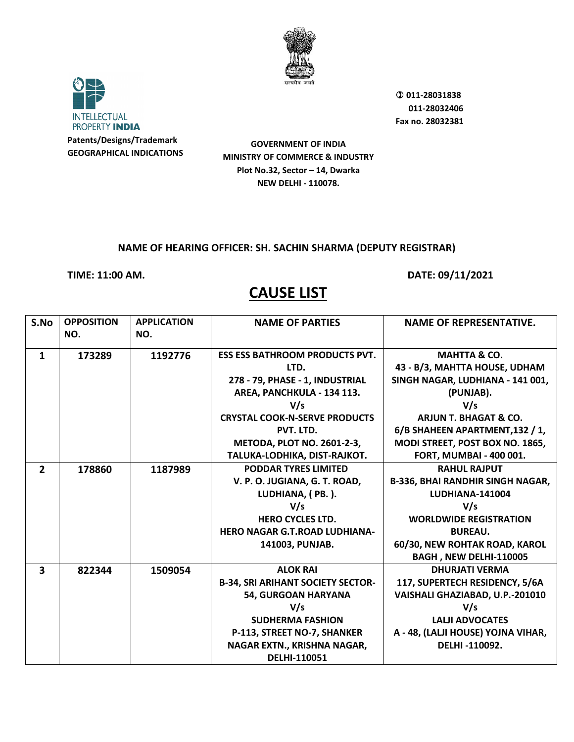INTELLECTUAL PROPERTY **INDIA**

**Patents/Designs/Trademark**
**GEOGRAPHICAL INDICATIONS**

सत्यमेव जयते

**GOVERNMENT OF INDIA**
**MINISTRY OF COMMERCE & INDUSTRY**
**Plot No.32, Sector – 14, Dwarka**
**NEW DELHI - 110078.**

**011-28031838**
**011-28032406**
**Fax no. 28032381**

**NAME OF HEARING OFFICER: SH. SACHIN SHARMA (DEPUTY REGISTRAR)**

**TIME: 11:00 AM.** **DATE: 09/11/2021**

# CAUSE LIST

| S.No | OPPOSITION NO. | APPLICATION NO. | NAME OF PARTIES | NAME OF REPRESENTATIVE. |
|---|---|---|---|---|
| 1 | 173289 | 1192776 | ESS ESS BATHROOM PRODUCTS PVT. LTD.<br>278 - 79, PHASE - 1, INDUSTRIAL AREA, PANCHKULA - 134 113.<br>V/s<br>CRYSTAL COOK-N-SERVE PRODUCTS PVT. LTD.<br>METODA, PLOT NO. 2601-2-3, TALUKA-LODHIKA, DIST-RAJKOT. | MAHTTA & CO.<br>43 - B/3, MAHTTA HOUSE, UDHAM SINGH NAGAR, LUDHIANA - 141 001, (PUNJAB).<br>V/s<br>ARJUN T. BHAGAT & CO.<br>6/B SHAHEEN APARTMENT,132 / 1, MODI STREET, POST BOX NO. 1865, FORT, MUMBAI - 400 001. |
| 2 | 178860 | 1187989 | PODDAR TYRES LIMITED<br>V. P. O. JUGIANA, G. T. ROAD, LUDHIANA, ( PB. ).<br>V/s<br>HERO CYCLES LTD.<br>HERO NAGAR G.T.ROAD LUDHIANA-141003, PUNJAB. | RAHUL RAJPUT<br>B-336, BHAI RANDHIR SINGH NAGAR, LUDHIANA-141004<br>V/s<br>WORLDWIDE REGISTRATION BUREAU.<br>60/30, NEW ROHTAK ROAD, KAROL BAGH , NEW DELHI-110005 |
| 3 | 822344 | 1509054 | ALOK RAI<br>B-34, SRI ARIHANT SOCIETY SECTOR-54, GURGOAN HARYANA<br>V/s<br>SUDHERMA FASHION<br>P-113, STREET NO-7, SHANKER NAGAR EXTN., KRISHNA NAGAR, DELHI-110051 | DHURJATI VERMA<br>117, SUPERTECH RESIDENCY, 5/6A VAISHALI GHAZIABAD, U.P.-201010<br>V/s<br>LALJI ADVOCATES<br>A - 48, (LALJI HOUSE) YOJNA VIHAR, DELHI -110092. |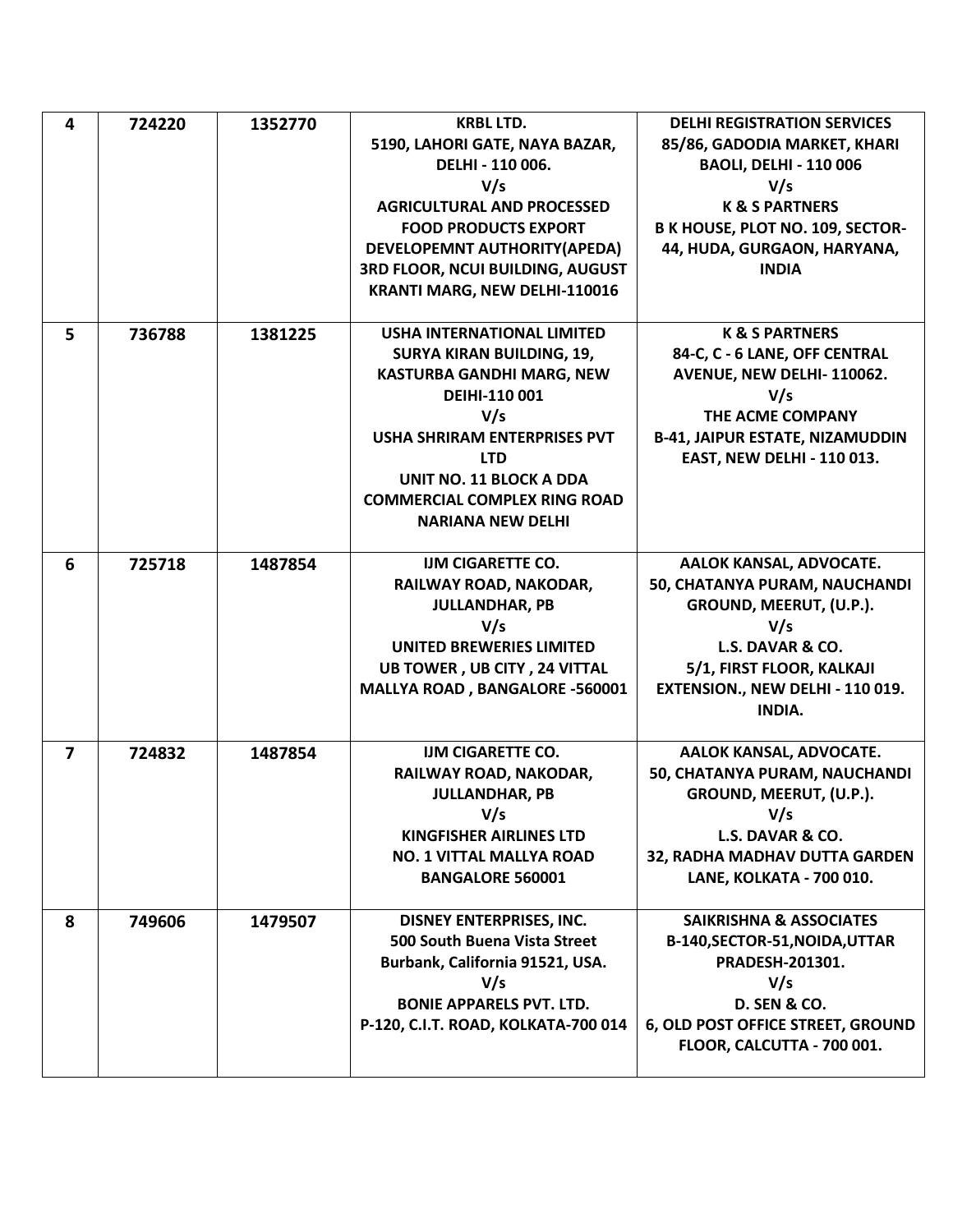| 4 | 724220 | 1352770 | **KRBL LTD.**<br>**5190, LAHORI GATE, NAYA BAZAR, DELHI - 110 006.**<br>**V/s**<br>**AGRICULTURAL AND PROCESSED FOOD PRODUCTS EXPORT DEVELOPEMNT AUTHORITY(APEDA)**<br>**3RD FLOOR, NCUI BUILDING, AUGUST KRANTI MARG, NEW DELHI-110016** | **DELHI REGISTRATION SERVICES**<br>**85/86, GADODIA MARKET, KHARI BAOLI, DELHI - 110 006**<br>**V/s**<br>**K & S PARTNERS**<br>**B K HOUSE, PLOT NO. 109, SECTOR-44, HUDA, GURGAON, HARYANA, INDIA** |
|---|---|---|---|---|
| 5 | 736788 | 1381225 | **USHA INTERNATIONAL LIMITED**<br>**SURYA KIRAN BUILDING, 19, KASTURBA GANDHI MARG, NEW DEIHI-110 001**<br>**V/s**<br>**USHA SHRIRAM ENTERPRISES PVT LTD**<br>**UNIT NO. 11 BLOCK A DDA COMMERCIAL COMPLEX RING ROAD NARIANA NEW DELHI** | **K & S PARTNERS**<br>**84-C, C - 6 LANE, OFF CENTRAL AVENUE, NEW DELHI- 110062.**<br>**V/s**<br>**THE ACME COMPANY**<br>**B-41, JAIPUR ESTATE, NIZAMUDDIN EAST, NEW DELHI - 110 013.** |
| 6 | 725718 | 1487854 | **IJM CIGARETTE CO.**<br>**RAILWAY ROAD, NAKODAR, JULLANDHAR, PB**<br>**V/s**<br>**UNITED BREWERIES LIMITED**<br>**UB TOWER , UB CITY , 24 VITTAL MALLYA ROAD , BANGALORE -560001** | **AALOK KANSAL, ADVOCATE.**<br>**50, CHATANYA PURAM, NAUCHANDI GROUND, MEERUT, (U.P.).**<br>**V/s**<br>**L.S. DAVAR & CO.**<br>**5/1, FIRST FLOOR, KALKAJI EXTENSION., NEW DELHI - 110 019. INDIA.** |
| 7 | 724832 | 1487854 | **IJM CIGARETTE CO.**<br>**RAILWAY ROAD, NAKODAR, JULLANDHAR, PB**<br>**V/s**<br>**KINGFISHER AIRLINES LTD**<br>**NO. 1 VITTAL MALLYA ROAD BANGALORE 560001** | **AALOK KANSAL, ADVOCATE.**<br>**50, CHATANYA PURAM, NAUCHANDI GROUND, MEERUT, (U.P.).**<br>**V/s**<br>**L.S. DAVAR & CO.**<br>**32, RADHA MADHAV DUTTA GARDEN LANE, KOLKATA - 700 010.** |
| 8 | 749606 | 1479507 | **DISNEY ENTERPRISES, INC.**<br>**500 South Buena Vista Street Burbank, California 91521, USA.**<br>**V/s**<br>**BONIE APPARELS PVT. LTD.**<br>**P-120, C.I.T. ROAD, KOLKATA-700 014** | **SAIKRISHNA & ASSOCIATES**<br>**B-140,SECTOR-51,NOIDA,UTTAR PRADESH-201301.**<br>**V/s**<br>**D. SEN & CO.**<br>**6, OLD POST OFFICE STREET, GROUND FLOOR, CALCUTTA - 700 001.** |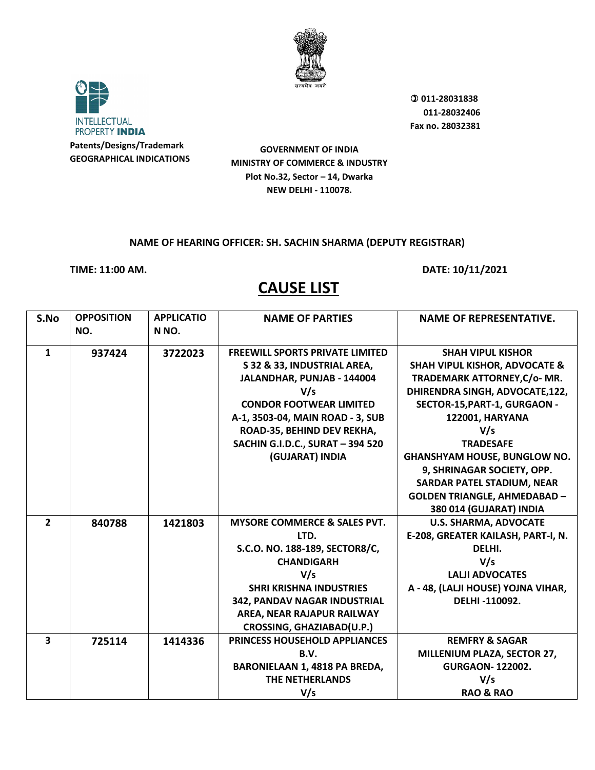INTELLECTUAL PROPERTY **INDIA**

**Patents/Designs/Trademark**
**GEOGRAPHICAL INDICATIONS**

**GOVERNMENT OF INDIA**
**MINISTRY OF COMMERCE & INDUSTRY**
**Plot No.32, Sector – 14, Dwarka**
**NEW DELHI - 110078.**

**011-28031838**
**011-28032406**
**Fax no. 28032381**

**NAME OF HEARING OFFICER: SH. SACHIN SHARMA (DEPUTY REGISTRAR)**

**TIME: 11:00 AM.** **DATE: 10/11/2021**

# CAUSE LIST

| S.No | OPPOSITION NO. | APPLICATION NO. | NAME OF PARTIES | NAME OF REPRESENTATIVE. |
|---|---|---|---|---|
| 1 | 937424 | 3722023 | FREEWILL SPORTS PRIVATE LIMITED S 32 & 33, INDUSTRIAL AREA, JALANDHAR, PUNJAB - 144004 V/s CONDOR FOOTWEAR LIMITED A-1, 3503-04, MAIN ROAD - 3, SUB ROAD-35, BEHIND DEV REKHA, SACHIN G.I.D.C., SURAT – 394 520 (GUJARAT) INDIA | SHAH VIPUL KISHOR SHAH VIPUL KISHOR, ADVOCATE & TRADEMARK ATTORNEY,C/o- MR. DHIRENDRA SINGH, ADVOCATE,122, SECTOR-15,PART-1, GURGAON - 122001, HARYANA V/s TRADESAFE GHANSHYAM HOUSE, BUNGLOW NO. 9, SHRINAGAR SOCIETY, OPP. SARDAR PATEL STADIUM, NEAR GOLDEN TRIANGLE, AHMEDABAD – 380 014 (GUJARAT) INDIA |
| 2 | 840788 | 1421803 | MYSORE COMMERCE & SALES PVT. LTD. S.C.O. NO. 188-189, SECTOR8/C, CHANDIGARH V/s SHRI KRISHNA INDUSTRIES 342, PANDAV NAGAR INDUSTRIAL AREA, NEAR RAJAPUR RAILWAY CROSSING, GHAZIABAD(U.P.) | U.S. SHARMA, ADVOCATE E-208, GREATER KAILASH, PART-I, N. DELHI. V/s LALJI ADVOCATES A - 48, (LALJI HOUSE) YOJNA VIHAR, DELHI -110092. |
| 3 | 725114 | 1414336 | PRINCESS HOUSEHOLD APPLIANCES B.V. BARONIELAAN 1, 4818 PA BREDA, THE NETHERLANDS V/s | REMFRY & SAGAR MILLENIUM PLAZA, SECTOR 27, GURGAON- 122002. V/s RAO & RAO |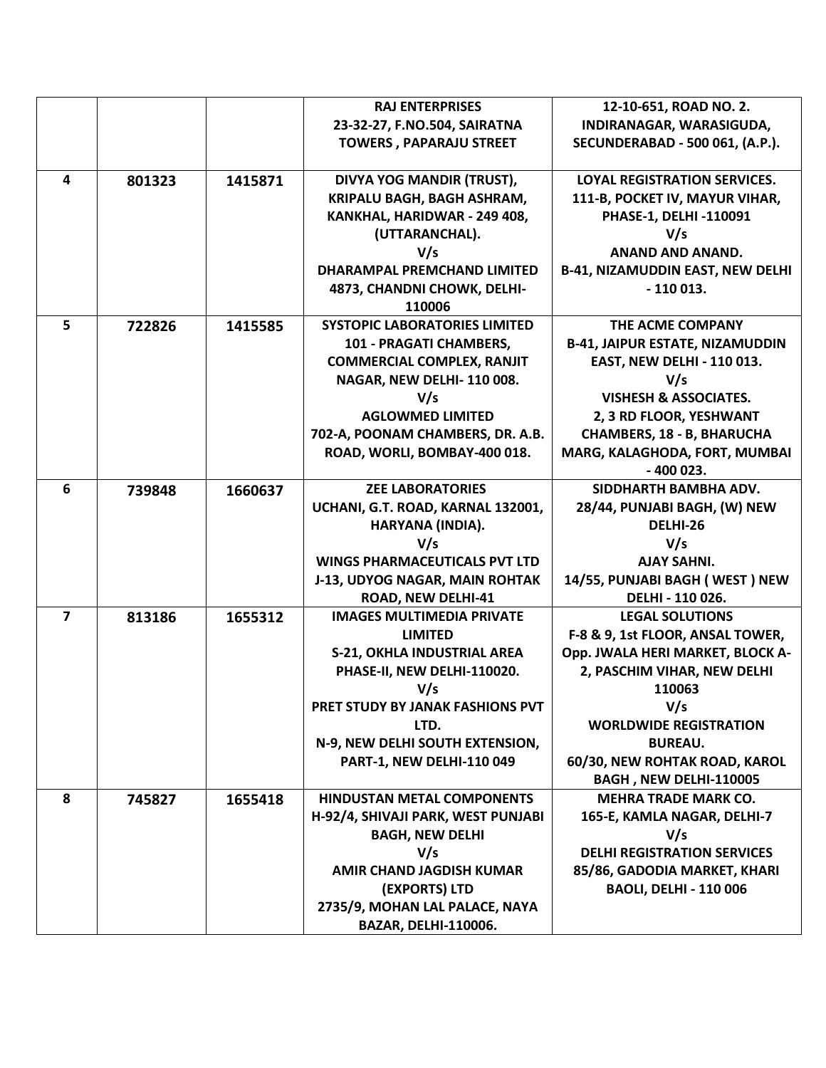|  |  |  |  |  |
|---|---|---|---|---|
|  |  |  | **RAJ ENTERPRISES**<br>**23-32-27, F.NO.504, SAIRATNA TOWERS , PAPARAJU STREET** | **12-10-651, ROAD NO. 2. INDIRANAGAR, WARASIGUDA, SECUNDERABAD - 500 061, (A.P.).** |
| **4** | **801323** | **1415871** | **DIVYA YOG MANDIR (TRUST), KRIPALU BAGH, BAGH ASHRAM, KANKHAL, HARIDWAR - 249 408, (UTTARANCHAL).**<br>**V/s**<br>**DHARAMPAL PREMCHAND LIMITED**<br>**4873, CHANDNI CHOWK, DELHI-110006** | **LOYAL REGISTRATION SERVICES.**<br>**111-B, POCKET IV, MAYUR VIHAR, PHASE-1, DELHI -110091**<br>**V/s**<br>**ANAND AND ANAND.**<br>**B-41, NIZAMUDDIN EAST, NEW DELHI - 110 013.** |
| **5** | **722826** | **1415585** | **SYSTOPIC LABORATORIES LIMITED**<br>**101 - PRAGATI CHAMBERS, COMMERCIAL COMPLEX, RANJIT NAGAR, NEW DELHI- 110 008.**<br>**V/s**<br>**AGLOWMED LIMITED**<br>**702-A, POONAM CHAMBERS, DR. A.B. ROAD, WORLI, BOMBAY-400 018.** | **THE ACME COMPANY**<br>**B-41, JAIPUR ESTATE, NIZAMUDDIN EAST, NEW DELHI - 110 013.**<br>**V/s**<br>**VISHESH & ASSOCIATES.**<br>**2, 3 RD FLOOR, YESHWANT CHAMBERS, 18 - B, BHARUCHA MARG, KALAGHODA, FORT, MUMBAI - 400 023.** |
| **6** | **739848** | **1660637** | **ZEE LABORATORIES**<br>**UCHANI, G.T. ROAD, KARNAL 132001, HARYANA (INDIA).**<br>**V/s**<br>**WINGS PHARMACEUTICALS PVT LTD**<br>**J-13, UDYOG NAGAR, MAIN ROHTAK ROAD, NEW DELHI-41** | **SIDDHARTH BAMBHA ADV.**<br>**28/44, PUNJABI BAGH, (W) NEW DELHI-26**<br>**V/s**<br>**AJAY SAHNI.**<br>**14/55, PUNJABI BAGH ( WEST ) NEW DELHI - 110 026.** |
| **7** | **813186** | **1655312** | **IMAGES MULTIMEDIA PRIVATE LIMITED**<br>**S-21, OKHLA INDUSTRIAL AREA PHASE-II, NEW DELHI-110020.**<br>**V/s**<br>**PRET STUDY BY JANAK FASHIONS PVT LTD.**<br>**N-9, NEW DELHI SOUTH EXTENSION, PART-1, NEW DELHI-110 049** | **LEGAL SOLUTIONS**<br>**F-8 & 9, 1st FLOOR, ANSAL TOWER, Opp. JWALA HERI MARKET, BLOCK A-2, PASCHIM VIHAR, NEW DELHI 110063**<br>**V/s**<br>**WORLDWIDE REGISTRATION BUREAU.**<br>**60/30, NEW ROHTAK ROAD, KAROL BAGH , NEW DELHI-110005** |
| **8** | **745827** | **1655418** | **HINDUSTAN METAL COMPONENTS**<br>**H-92/4, SHIVAJI PARK, WEST PUNJABI BAGH, NEW DELHI**<br>**V/s**<br>**AMIR CHAND JAGDISH KUMAR (EXPORTS) LTD**<br>**2735/9, MOHAN LAL PALACE, NAYA BAZAR, DELHI-110006.** | **MEHRA TRADE MARK CO.**<br>**165-E, KAMLA NAGAR, DELHI-7**<br>**V/s**<br>**DELHI REGISTRATION SERVICES**<br>**85/86, GADODIA MARKET, KHARI BAOLI, DELHI - 110 006** |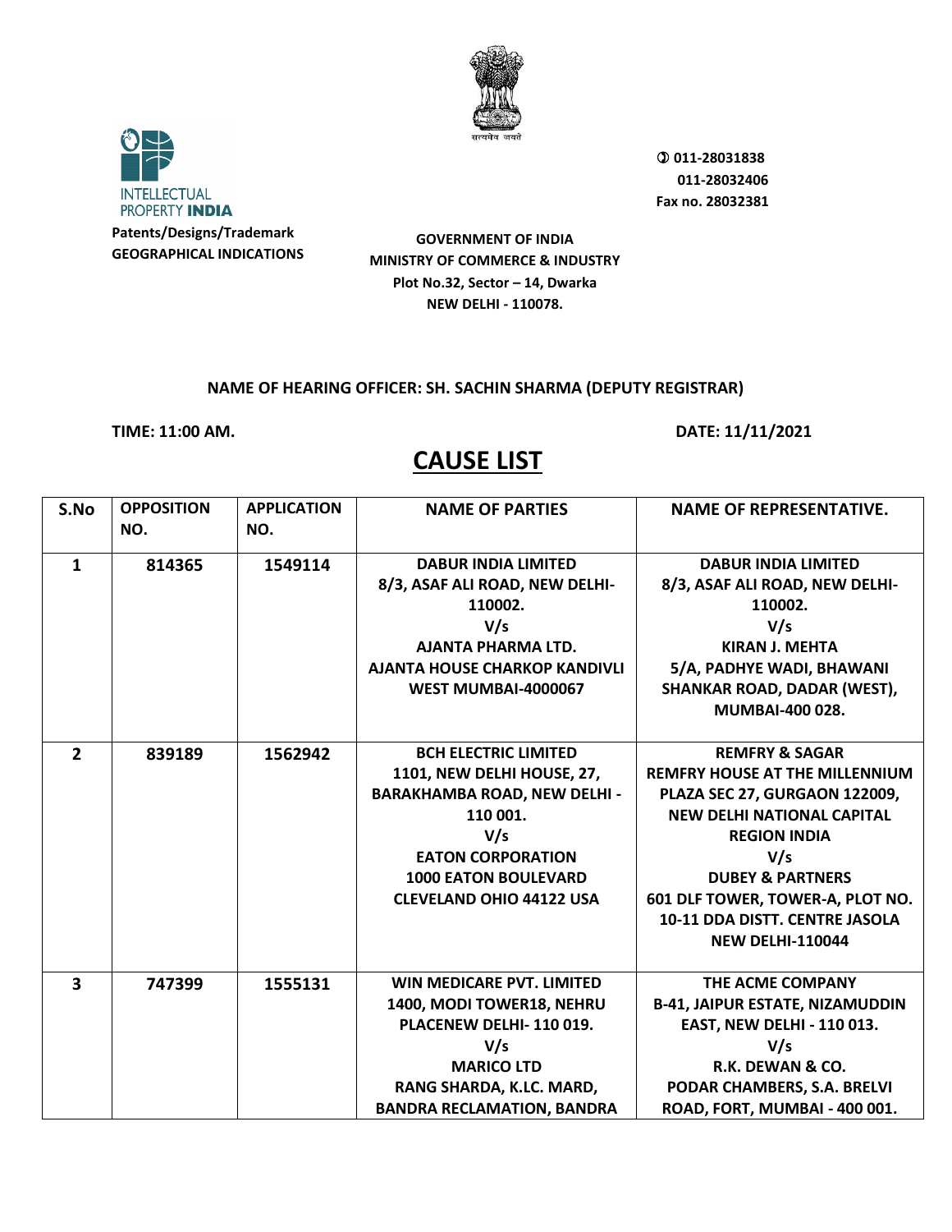INTELLECTUAL PROPERTY INDIA

**Patents/Designs/Trademark**
**GEOGRAPHICAL INDICATIONS**

**GOVERNMENT OF INDIA**
**MINISTRY OF COMMERCE & INDUSTRY**
**Plot No.32, Sector – 14, Dwarka**
**NEW DELHI - 110078.**

✆ **011-28031838**
**011-28032406**
**Fax no. 28032381**

**NAME OF HEARING OFFICER: SH. SACHIN SHARMA (DEPUTY REGISTRAR)**

**TIME: 11:00 AM.** **DATE: 11/11/2021**

# CAUSE LIST

| S.No | OPPOSITION NO. | APPLICATION NO. | NAME OF PARTIES | NAME OF REPRESENTATIVE. |
|---|---|---|---|---|
| 1 | 814365 | 1549114 | DABUR INDIA LIMITED 8/3, ASAF ALI ROAD, NEW DELHI-110002. V/s AJANTA PHARMA LTD. AJANTA HOUSE CHARKOP KANDIVLI WEST MUMBAI-4000067 | DABUR INDIA LIMITED 8/3, ASAF ALI ROAD, NEW DELHI-110002. V/s KIRAN J. MEHTA 5/A, PADHYE WADI, BHAWANI SHANKAR ROAD, DADAR (WEST), MUMBAI-400 028. |
| 2 | 839189 | 1562942 | BCH ELECTRIC LIMITED 1101, NEW DELHI HOUSE, 27, BARAKHAMBA ROAD, NEW DELHI - 110 001. V/s EATON CORPORATION 1000 EATON BOULEVARD CLEVELAND OHIO 44122 USA | REMFRY & SAGAR REMFRY HOUSE AT THE MILLENNIUM PLAZA SEC 27, GURGAON 122009, NEW DELHI NATIONAL CAPITAL REGION INDIA V/s DUBEY & PARTNERS 601 DLF TOWER, TOWER-A, PLOT NO. 10-11 DDA DISTT. CENTRE JASOLA NEW DELHI-110044 |
| 3 | 747399 | 1555131 | WIN MEDICARE PVT. LIMITED 1400, MODI TOWER18, NEHRU PLACENEW DELHI- 110 019. V/s MARICO LTD RANG SHARDA, K.LC. MARD, BANDRA RECLAMATION, BANDRA | THE ACME COMPANY B-41, JAIPUR ESTATE, NIZAMUDDIN EAST, NEW DELHI - 110 013. V/s R.K. DEWAN & CO. PODAR CHAMBERS, S.A. BRELVI ROAD, FORT, MUMBAI - 400 001. |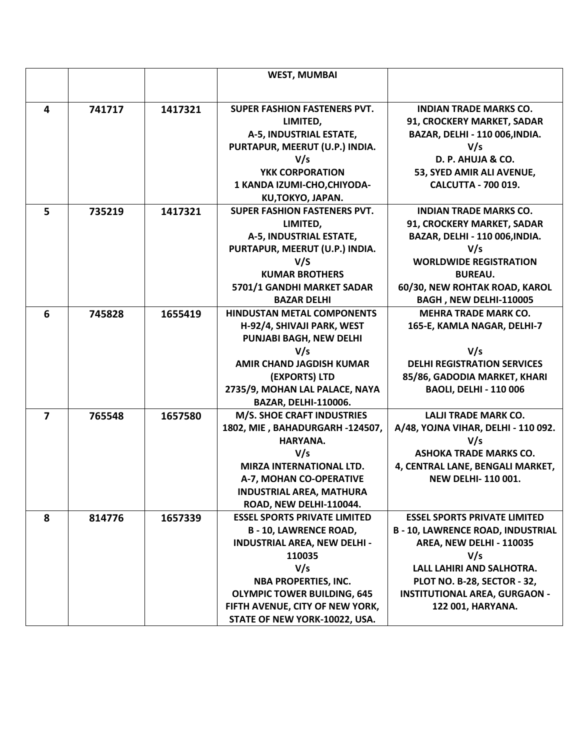| | | | | |
|---|---|---|---|---|
| | | | **WEST, MUMBAI** | |
| **4** | **741717** | **1417321** | **SUPER FASHION FASTENERS PVT. LIMITED, A-5, INDUSTRIAL ESTATE, PURTAPUR, MEERUT (U.P.) INDIA. V/s YKK CORPORATION 1 KANDA IZUMI-CHO,CHIYODA-KU,TOKYO, JAPAN.** | **INDIAN TRADE MARKS CO. 91, CROCKERY MARKET, SADAR BAZAR, DELHI - 110 006,INDIA. V/s D. P. AHUJA & CO. 53, SYED AMIR ALI AVENUE, CALCUTTA - 700 019.** |
| **5** | **735219** | **1417321** | **SUPER FASHION FASTENERS PVT. LIMITED, A-5, INDUSTRIAL ESTATE, PURTAPUR, MEERUT (U.P.) INDIA. V/S KUMAR BROTHERS 5701/1 GANDHI MARKET SADAR BAZAR DELHI** | **INDIAN TRADE MARKS CO. 91, CROCKERY MARKET, SADAR BAZAR, DELHI - 110 006,INDIA. V/s WORLDWIDE REGISTRATION BUREAU. 60/30, NEW ROHTAK ROAD, KAROL BAGH , NEW DELHI-110005** |
| **6** | **745828** | **1655419** | **HINDUSTAN METAL COMPONENTS H-92/4, SHIVAJI PARK, WEST PUNJABI BAGH, NEW DELHI V/s AMIR CHAND JAGDISH KUMAR (EXPORTS) LTD 2735/9, MOHAN LAL PALACE, NAYA BAZAR, DELHI-110006.** | **MEHRA TRADE MARK CO. 165-E, KAMLA NAGAR, DELHI-7 V/s DELHI REGISTRATION SERVICES 85/86, GADODIA MARKET, KHARI BAOLI, DELHI - 110 006** |
| **7** | **765548** | **1657580** | **M/S. SHOE CRAFT INDUSTRIES 1802, MIE , BAHADURGARH -124507, HARYANA. V/s MIRZA INTERNATIONAL LTD. A-7, MOHAN CO-OPERATIVE INDUSTRIAL AREA, MATHURA ROAD, NEW DELHI-110044.** | **LALJI TRADE MARK CO. A/48, YOJNA VIHAR, DELHI - 110 092. V/s ASHOKA TRADE MARKS CO. 4, CENTRAL LANE, BENGALI MARKET, NEW DELHI- 110 001.** |
| **8** | **814776** | **1657339** | **ESSEL SPORTS PRIVATE LIMITED B - 10, LAWRENCE ROAD, INDUSTRIAL AREA, NEW DELHI - 110035 V/s NBA PROPERTIES, INC. OLYMPIC TOWER BUILDING, 645 FIFTH AVENUE, CITY OF NEW YORK, STATE OF NEW YORK-10022, USA.** | **ESSEL SPORTS PRIVATE LIMITED B - 10, LAWRENCE ROAD, INDUSTRIAL AREA, NEW DELHI - 110035 V/s LALL LAHIRI AND SALHOTRA. PLOT NO. B-28, SECTOR - 32, INSTITUTIONAL AREA, GURGAON - 122 001, HARYANA.** |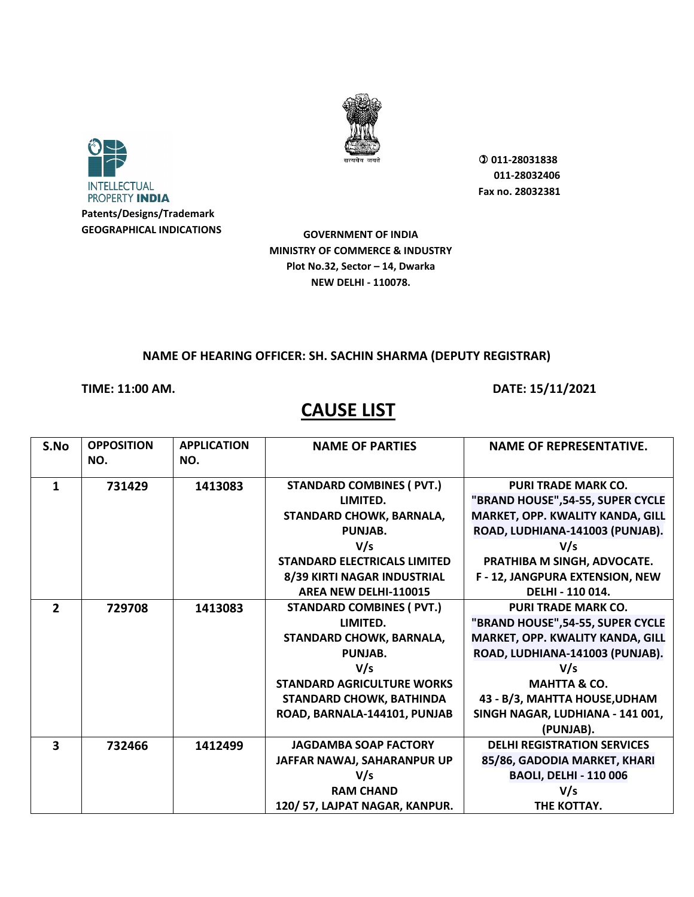INTELLECTUAL PROPERTY INDIA

Patents/Designs/Trademark
GEOGRAPHICAL INDICATIONS

सत्यमेव जयते

✆ 011-28031838
011-28032406
Fax no. 28032381

**GOVERNMENT OF INDIA**
**MINISTRY OF COMMERCE & INDUSTRY**
**Plot No.32, Sector – 14, Dwarka**
**NEW DELHI - 110078.**

**NAME OF HEARING OFFICER: SH. SACHIN SHARMA (DEPUTY REGISTRAR)**

**TIME: 11:00 AM.** **DATE: 15/11/2021**

# CAUSE LIST

| S.No | OPPOSITION NO. | APPLICATION NO. | NAME OF PARTIES | NAME OF REPRESENTATIVE. |
|---|---|---|---|---|
| 1 | 731429 | 1413083 | STANDARD COMBINES ( PVT.) LIMITED. STANDARD CHOWK, BARNALA, PUNJAB. V/s STANDARD ELECTRICALS LIMITED 8/39 KIRTI NAGAR INDUSTRIAL AREA NEW DELHI-110015 | PURI TRADE MARK CO. "BRAND HOUSE",54-55, SUPER CYCLE MARKET, OPP. KWALITY KANDA, GILL ROAD, LUDHIANA-141003 (PUNJAB). V/s PRATHIBA M SINGH, ADVOCATE. F - 12, JANGPURA EXTENSION, NEW DELHI - 110 014. |
| 2 | 729708 | 1413083 | STANDARD COMBINES ( PVT.) LIMITED. STANDARD CHOWK, BARNALA, PUNJAB. V/s STANDARD AGRICULTURE WORKS STANDARD CHOWK, BATHINDA ROAD, BARNALA-144101, PUNJAB | PURI TRADE MARK CO. "BRAND HOUSE",54-55, SUPER CYCLE MARKET, OPP. KWALITY KANDA, GILL ROAD, LUDHIANA-141003 (PUNJAB). V/s MAHTTA & CO. 43 - B/3, MAHTTA HOUSE,UDHAM SINGH NAGAR, LUDHIANA - 141 001, (PUNJAB). |
| 3 | 732466 | 1412499 | JAGDAMBA SOAP FACTORY JAFFAR NAWAJ, SAHARANPUR UP V/s RAM CHAND 120/ 57, LAJPAT NAGAR, KANPUR. | DELHI REGISTRATION SERVICES 85/86, GADODIA MARKET, KHARI BAOLI, DELHI - 110 006 V/s THE KOTTAY. |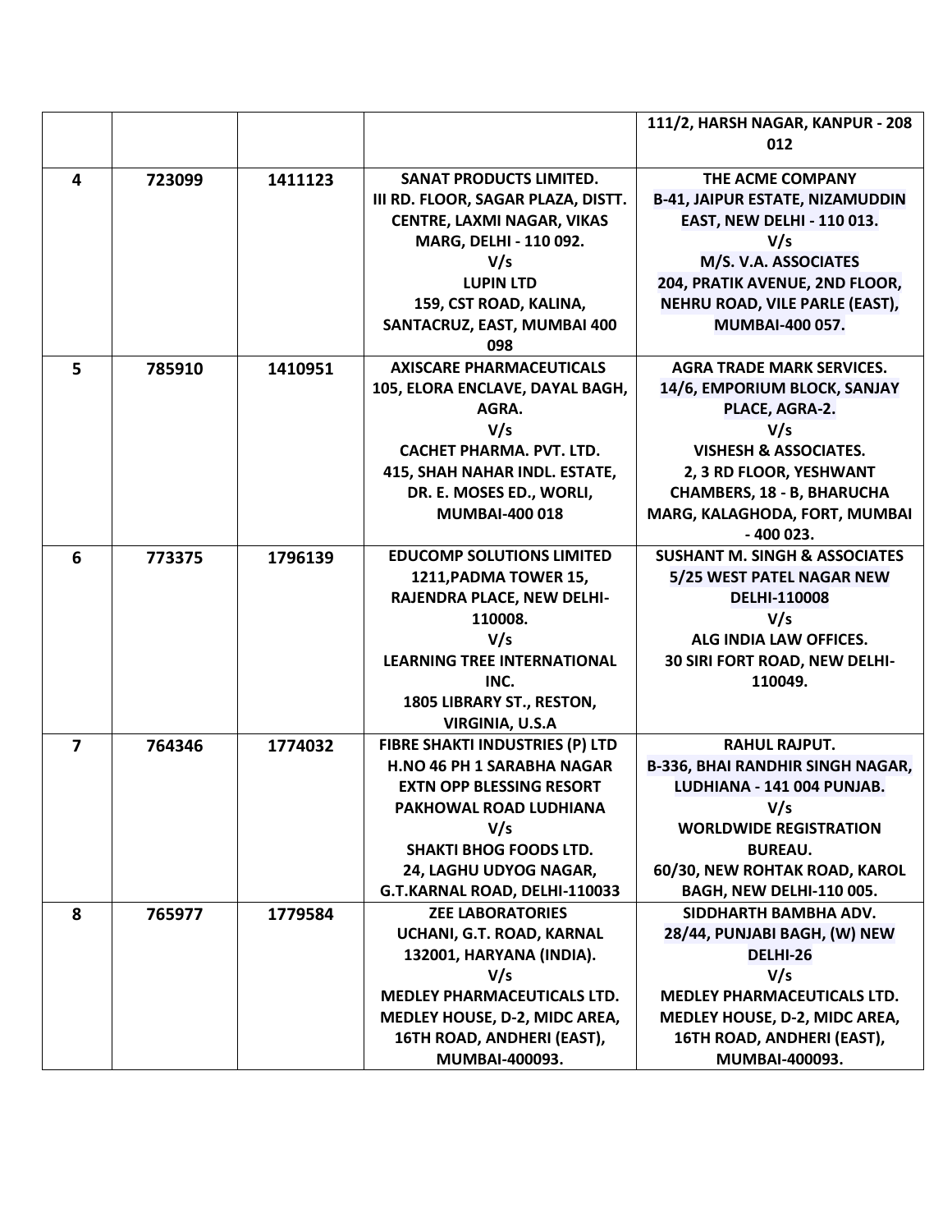| | | | | |
|---|---|---|---|---|
| | | | | **111/2, HARSH NAGAR, KANPUR - 208 012** |
| **4** | **723099** | **1411123** | **SANAT PRODUCTS LIMITED. III RD. FLOOR, SAGAR PLAZA, DISTT. CENTRE, LAXMI NAGAR, VIKAS MARG, DELHI - 110 092. V/s LUPIN LTD 159, CST ROAD, KALINA, SANTACRUZ, EAST, MUMBAI 400 098** | **THE ACME COMPANY B-41, JAIPUR ESTATE, NIZAMUDDIN EAST, NEW DELHI - 110 013. V/s M/S. V.A. ASSOCIATES 204, PRATIK AVENUE, 2ND FLOOR, NEHRU ROAD, VILE PARLE (EAST), MUMBAI-400 057.** |
| **5** | **785910** | **1410951** | **AXISCARE PHARMACEUTICALS 105, ELORA ENCLAVE, DAYAL BAGH, AGRA. V/s CACHET PHARMA. PVT. LTD. 415, SHAH NAHAR INDL. ESTATE, DR. E. MOSES ED., WORLI, MUMBAI-400 018** | **AGRA TRADE MARK SERVICES. 14/6, EMPORIUM BLOCK, SANJAY PLACE, AGRA-2. V/s VISHESH & ASSOCIATES. 2, 3 RD FLOOR, YESHWANT CHAMBERS, 18 - B, BHARUCHA MARG, KALAGHODA, FORT, MUMBAI - 400 023.** |
| **6** | **773375** | **1796139** | **EDUCOMP SOLUTIONS LIMITED 1211,PADMA TOWER 15, RAJENDRA PLACE, NEW DELHI-110008. V/s LEARNING TREE INTERNATIONAL INC. 1805 LIBRARY ST., RESTON, VIRGINIA, U.S.A** | **SUSHANT M. SINGH & ASSOCIATES 5/25 WEST PATEL NAGAR NEW DELHI-110008 V/s ALG INDIA LAW OFFICES. 30 SIRI FORT ROAD, NEW DELHI-110049.** |
| **7** | **764346** | **1774032** | **FIBRE SHAKTI INDUSTRIES (P) LTD H.NO 46 PH 1 SARABHA NAGAR EXTN OPP BLESSING RESORT PAKHOWAL ROAD LUDHIANA V/s SHAKTI BHOG FOODS LTD. 24, LAGHU UDYOG NAGAR, G.T.KARNAL ROAD, DELHI-110033** | **RAHUL RAJPUT. B-336, BHAI RANDHIR SINGH NAGAR, LUDHIANA - 141 004 PUNJAB. V/s WORLDWIDE REGISTRATION BUREAU. 60/30, NEW ROHTAK ROAD, KAROL BAGH, NEW DELHI-110 005.** |
| **8** | **765977** | **1779584** | **ZEE LABORATORIES UCHANI, G.T. ROAD, KARNAL 132001, HARYANA (INDIA). V/s MEDLEY PHARMACEUTICALS LTD. MEDLEY HOUSE, D-2, MIDC AREA, 16TH ROAD, ANDHERI (EAST), MUMBAI-400093.** | **SIDDHARTH BAMBHA ADV. 28/44, PUNJABI BAGH, (W) NEW DELHI-26 V/s MEDLEY PHARMACEUTICALS LTD. MEDLEY HOUSE, D-2, MIDC AREA, 16TH ROAD, ANDHERI (EAST), MUMBAI-400093.** |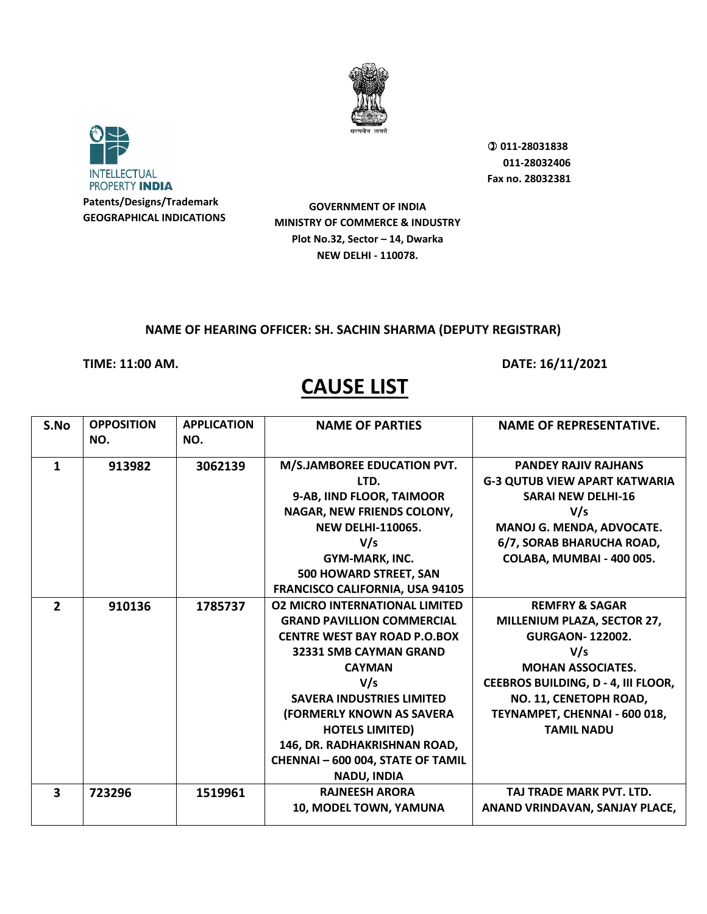INTELLECTUAL PROPERTY INDIA

**Patents/Designs/Trademark**
**GEOGRAPHICAL INDICATIONS**

✆ 011-28031838
011-28032406
Fax no. 28032381

**GOVERNMENT OF INDIA**
**MINISTRY OF COMMERCE & INDUSTRY**
**Plot No.32, Sector – 14, Dwarka**
**NEW DELHI - 110078.**

**NAME OF HEARING OFFICER: SH. SACHIN SHARMA (DEPUTY REGISTRAR)**

**TIME: 11:00 AM.** **DATE: 16/11/2021**

# CAUSE LIST

| S.No | OPPOSITION NO. | APPLICATION NO. | NAME OF PARTIES | NAME OF REPRESENTATIVE. |
|---|---|---|---|---|
| 1 | 913982 | 3062139 | M/S.JAMBOREE EDUCATION PVT. LTD. 9-AB, IIND FLOOR, TAIMOOR NAGAR, NEW FRIENDS COLONY, NEW DELHI-110065. V/s GYM-MARK, INC. 500 HOWARD STREET, SAN FRANCISCO CALIFORNIA, USA 94105 | PANDEY RAJIV RAJHANS G-3 QUTUB VIEW APART KATWARIA SARAI NEW DELHI-16 V/s MANOJ G. MENDA, ADVOCATE. 6/7, SORAB BHARUCHA ROAD, COLABA, MUMBAI - 400 005. |
| 2 | 910136 | 1785737 | O2 MICRO INTERNATIONAL LIMITED GRAND PAVILLION COMMERCIAL CENTRE WEST BAY ROAD P.O.BOX 32331 SMB CAYMAN GRAND CAYMAN V/s SAVERA INDUSTRIES LIMITED (FORMERLY KNOWN AS SAVERA HOTELS LIMITED) 146, DR. RADHAKRISHNAN ROAD, CHENNAI – 600 004, STATE OF TAMIL NADU, INDIA | REMFRY & SAGAR MILLENIUM PLAZA, SECTOR 27, GURGAON- 122002. V/s MOHAN ASSOCIATES. CEEBROS BUILDING, D - 4, III FLOOR, NO. 11, CENETOPH ROAD, TEYNAMPET, CHENNAI - 600 018, TAMIL NADU |
| 3 | 723296 | 1519961 | RAJNEESH ARORA 10, MODEL TOWN, YAMUNA | TAJ TRADE MARK PVT. LTD. ANAND VRINDAVAN, SANJAY PLACE, |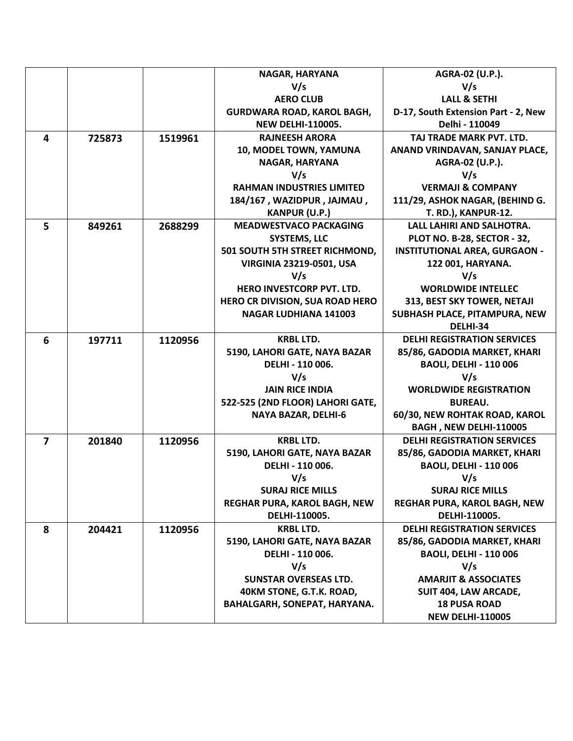| | | | NAGAR, HARYANA<br>V/s<br>AERO CLUB<br>GURDWARA ROAD, KAROL BAGH,<br>NEW DELHI-110005. | AGRA-02 (U.P.).<br>V/s<br>LALL & SETHI<br>D-17, South Extension Part - 2, New Delhi - 110049 |
|---|---|---|---|---|
| 4 | 725873 | 1519961 | RAJNEESH ARORA<br>10, MODEL TOWN, YAMUNA<br>NAGAR, HARYANA<br>V/s<br>RAHMAN INDUSTRIES LIMITED<br>184/167 , WAZIDPUR , JAJMAU ,<br>KANPUR (U.P.) | TAJ TRADE MARK PVT. LTD.<br>ANAND VRINDAVAN, SANJAY PLACE,<br>AGRA-02 (U.P.).<br>V/s<br>VERMAJI & COMPANY<br>111/29, ASHOK NAGAR, (BEHIND G. T. RD.), KANPUR-12. |
| 5 | 849261 | 2688299 | MEADWESTVACO PACKAGING SYSTEMS, LLC<br>501 SOUTH 5TH STREET RICHMOND,<br>VIRGINIA 23219-0501, USA<br>V/s<br>HERO INVESTCORP PVT. LTD.<br>HERO CR DIVISION, SUA ROAD HERO NAGAR LUDHIANA 141003 | LALL LAHIRI AND SALHOTRA.<br>PLOT NO. B-28, SECTOR - 32,<br>INSTITUTIONAL AREA, GURGAON - 122 001, HARYANA.<br>V/s<br>WORLDWIDE INTELLEC<br>313, BEST SKY TOWER, NETAJI SUBHASH PLACE, PITAMPURA, NEW DELHI-34 |
| 6 | 197711 | 1120956 | KRBL LTD.<br>5190, LAHORI GATE, NAYA BAZAR<br>DELHI - 110 006.<br>V/s<br>JAIN RICE INDIA<br>522-525 (2ND FLOOR) LAHORI GATE,<br>NAYA BAZAR, DELHI-6 | DELHI REGISTRATION SERVICES<br>85/86, GADODIA MARKET, KHARI BAOLI, DELHI - 110 006<br>V/s<br>WORLDWIDE REGISTRATION BUREAU.<br>60/30, NEW ROHTAK ROAD, KAROL BAGH , NEW DELHI-110005 |
| 7 | 201840 | 1120956 | KRBL LTD.<br>5190, LAHORI GATE, NAYA BAZAR<br>DELHI - 110 006.<br>V/s<br>SURAJ RICE MILLS<br>REGHAR PURA, KAROL BAGH, NEW DELHI-110005. | DELHI REGISTRATION SERVICES<br>85/86, GADODIA MARKET, KHARI BAOLI, DELHI - 110 006<br>V/s<br>SURAJ RICE MILLS<br>REGHAR PURA, KAROL BAGH, NEW DELHI-110005. |
| 8 | 204421 | 1120956 | KRBL LTD.<br>5190, LAHORI GATE, NAYA BAZAR<br>DELHI - 110 006.<br>V/s<br>SUNSTAR OVERSEAS LTD.<br>40KM STONE, G.T.K. ROAD,<br>BAHALGARH, SONEPAT, HARYANA. | DELHI REGISTRATION SERVICES<br>85/86, GADODIA MARKET, KHARI BAOLI, DELHI - 110 006<br>V/s<br>AMARJIT & ASSOCIATES<br>SUIT 404, LAW ARCADE,<br>18 PUSA ROAD<br>NEW DELHI-110005 |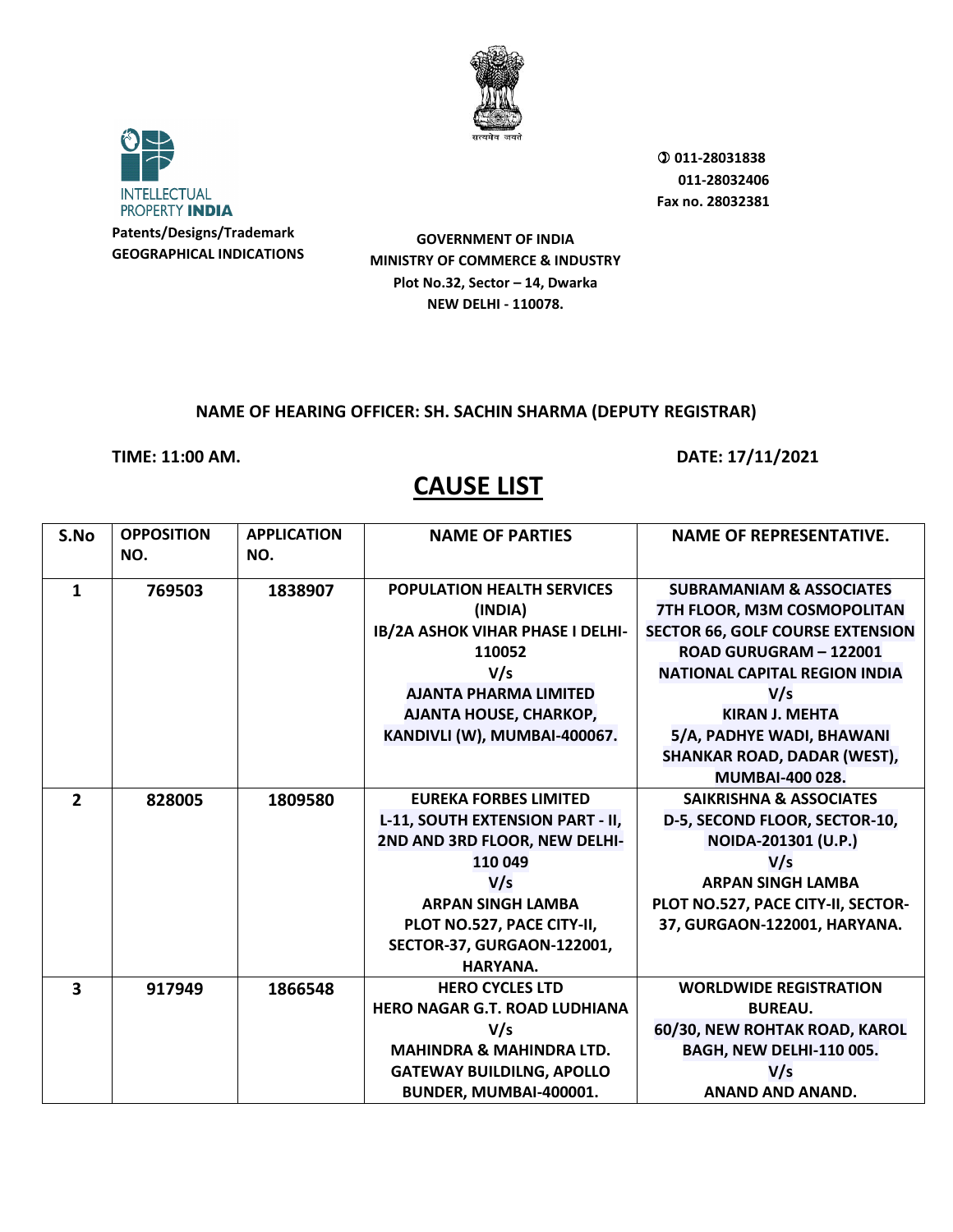INTELLECTUAL PROPERTY INDIA

**Patents/Designs/Trademark**
**GEOGRAPHICAL INDICATIONS**

**GOVERNMENT OF INDIA**
**MINISTRY OF COMMERCE & INDUSTRY**
**Plot No.32, Sector – 14, Dwarka**
**NEW DELHI - 110078.**

**✆ 011-28031838**
**011-28032406**
**Fax no. 28032381**

**NAME OF HEARING OFFICER: SH. SACHIN SHARMA (DEPUTY REGISTRAR)**

**TIME: 11:00 AM.** **DATE: 17/11/2021**

# CAUSE LIST

| S.No | OPPOSITION NO. | APPLICATION NO. | NAME OF PARTIES | NAME OF REPRESENTATIVE. |
|---|---|---|---|---|
| 1 | 769503 | 1838907 | POPULATION HEALTH SERVICES (INDIA) IB/2A ASHOK VIHAR PHASE I DELHI-110052 V/s AJANTA PHARMA LIMITED AJANTA HOUSE, CHARKOP, KANDIVLI (W), MUMBAI-400067. | SUBRAMANIAM & ASSOCIATES 7TH FLOOR, M3M COSMOPOLITAN SECTOR 66, GOLF COURSE EXTENSION ROAD GURUGRAM – 122001 NATIONAL CAPITAL REGION INDIA V/s KIRAN J. MEHTA 5/A, PADHYE WADI, BHAWANI SHANKAR ROAD, DADAR (WEST), MUMBAI-400 028. |
| 2 | 828005 | 1809580 | EUREKA FORBES LIMITED L-11, SOUTH EXTENSION PART - II, 2ND AND 3RD FLOOR, NEW DELHI-110 049 V/s ARPAN SINGH LAMBA PLOT NO.527, PACE CITY-II, SECTOR-37, GURGAON-122001, HARYANA. | SAIKRISHNA & ASSOCIATES D-5, SECOND FLOOR, SECTOR-10, NOIDA-201301 (U.P.) V/s ARPAN SINGH LAMBA PLOT NO.527, PACE CITY-II, SECTOR-37, GURGAON-122001, HARYANA. |
| 3 | 917949 | 1866548 | HERO CYCLES LTD HERO NAGAR G.T. ROAD LUDHIANA V/s MAHINDRA & MAHINDRA LTD. GATEWAY BUILDILNG, APOLLO BUNDER, MUMBAI-400001. | WORLDWIDE REGISTRATION BUREAU. 60/30, NEW ROHTAK ROAD, KAROL BAGH, NEW DELHI-110 005. V/s ANAND AND ANAND. |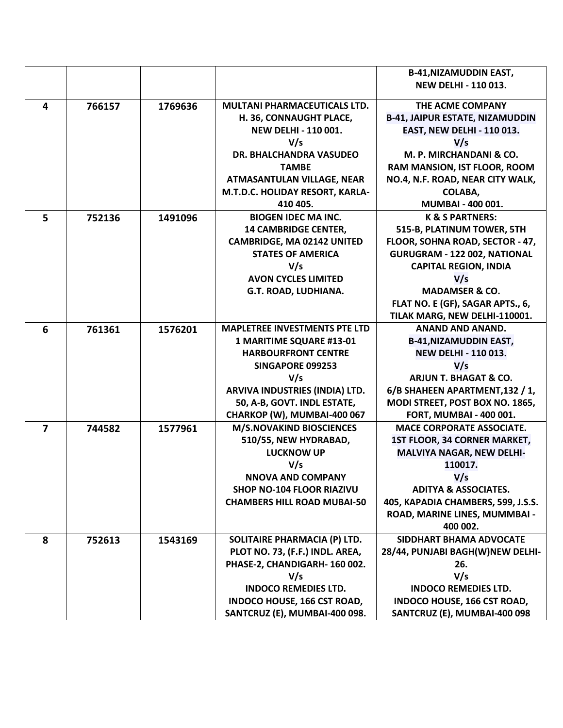| | | | | B-41,NIZAMUDDIN EAST,<br>NEW DELHI - 110 013. |
|---|---|---|---|---|
| 4 | 766157 | 1769636 | MULTANI PHARMACEUTICALS LTD.<br>H. 36, CONNAUGHT PLACE,<br>NEW DELHI - 110 001.<br>V/s<br>DR. BHALCHANDRA VASUDEO TAMBE<br>ATMASANTULAN VILLAGE, NEAR M.T.D.C. HOLIDAY RESORT, KARLA-410 405. | THE ACME COMPANY<br>B-41, JAIPUR ESTATE, NIZAMUDDIN EAST, NEW DELHI - 110 013.<br>V/s<br>M. P. MIRCHANDANI & CO.<br>RAM MANSION, IST FLOOR, ROOM NO.4, N.F. ROAD, NEAR CITY WALK, COLABA,<br>MUMBAI - 400 001. |
| 5 | 752136 | 1491096 | BIOGEN IDEC MA INC.<br>14 CAMBRIDGE CENTER, CAMBRIDGE, MA 02142 UNITED STATES OF AMERICA<br>V/s<br>AVON CYCLES LIMITED<br>G.T. ROAD, LUDHIANA. | K & S PARTNERS:<br>515-B, PLATINUM TOWER, 5TH FLOOR, SOHNA ROAD, SECTOR - 47, GURUGRAM - 122 002, NATIONAL CAPITAL REGION, INDIA<br>V/s<br>MADAMSER & CO.<br>FLAT NO. E (GF), SAGAR APTS., 6, TILAK MARG, NEW DELHI-110001. |
| 6 | 761361 | 1576201 | MAPLETREE INVESTMENTS PTE LTD<br>1 MARITIME SQUARE #13-01 HARBOURFRONT CENTRE<br>SINGAPORE 099253<br>V/s<br>ARVIVA INDUSTRIES (INDIA) LTD.<br>50, A-B, GOVT. INDL ESTATE, CHARKOP (W), MUMBAI-400 067 | ANAND AND ANAND.<br>B-41,NIZAMUDDIN EAST,<br>NEW DELHI - 110 013.<br>V/s<br>ARJUN T. BHAGAT & CO.<br>6/B SHAHEEN APARTMENT,132 / 1, MODI STREET, POST BOX NO. 1865, FORT, MUMBAI - 400 001. |
| 7 | 744582 | 1577961 | M/S.NOVAKIND BIOSCIENCES<br>510/55, NEW HYDRABAD, LUCKNOW UP<br>V/s<br>NNOVA AND COMPANY<br>SHOP NO-104 FLOOR RIAZIVU CHAMBERS HILL ROAD MUBAI-50 | MACE CORPORATE ASSOCIATE.<br>1ST FLOOR, 34 CORNER MARKET, MALVIYA NAGAR, NEW DELHI-110017.<br>V/s<br>ADITYA & ASSOCIATES.<br>405, KAPADIA CHAMBERS, 599, J.S.S. ROAD, MARINE LINES, MUMMBAI - 400 002. |
| 8 | 752613 | 1543169 | SOLITAIRE PHARMACIA (P) LTD.<br>PLOT NO. 73, (F.F.) INDL. AREA, PHASE-2, CHANDIGARH- 160 002.<br>V/s<br>INDOCO REMEDIES LTD.<br>INDOCO HOUSE, 166 CST ROAD, SANTCRUZ (E), MUMBAI-400 098. | SIDDHART BHAMA ADVOCATE<br>28/44, PUNJABI BAGH(W)NEW DELHI-26.<br>V/s<br>INDOCO REMEDIES LTD.<br>INDOCO HOUSE, 166 CST ROAD, SANTCRUZ (E), MUMBAI-400 098 |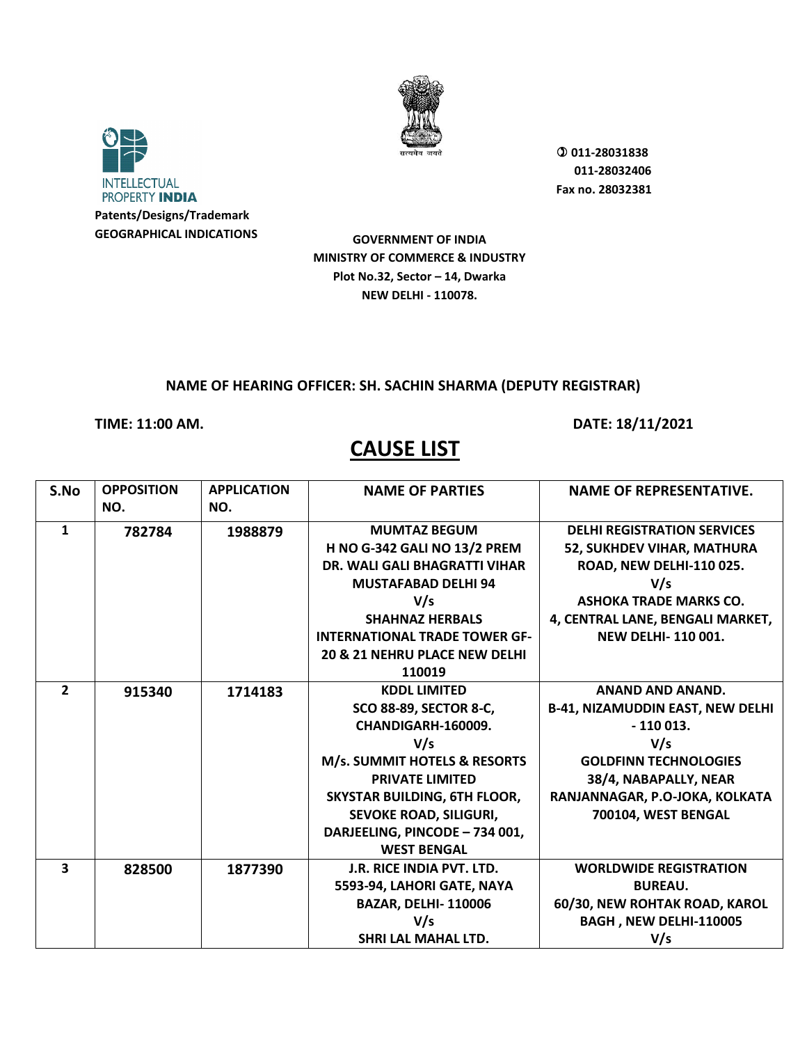INTELLECTUAL PROPERTY **INDIA**

**Patents/Designs/Trademark**
**GEOGRAPHICAL INDICATIONS**

सत्यमेव जयते

**011-28031838**
**011-28032406**
**Fax no. 28032381**

**GOVERNMENT OF INDIA**
**MINISTRY OF COMMERCE & INDUSTRY**
**Plot No.32, Sector – 14, Dwarka**
**NEW DELHI - 110078.**

**NAME OF HEARING OFFICER: SH. SACHIN SHARMA (DEPUTY REGISTRAR)**

**TIME: 11:00 AM.** **DATE: 18/11/2021**

# CAUSE LIST

| S.No | OPPOSITION NO. | APPLICATION NO. | NAME OF PARTIES | NAME OF REPRESENTATIVE. |
|---|---|---|---|---|
| 1 | 782784 | 1988879 | MUMTAZ BEGUM H NO G-342 GALI NO 13/2 PREM DR. WALI GALI BHAGRATTI VIHAR MUSTAFABAD DELHI 94 V/s SHAHNAZ HERBALS INTERNATIONAL TRADE TOWER GF-20 & 21 NEHRU PLACE NEW DELHI 110019 | DELHI REGISTRATION SERVICES 52, SUKHDEV VIHAR, MATHURA ROAD, NEW DELHI-110 025. V/s ASHOKA TRADE MARKS CO. 4, CENTRAL LANE, BENGALI MARKET, NEW DELHI- 110 001. |
| 2 | 915340 | 1714183 | KDDL LIMITED SCO 88-89, SECTOR 8-C, CHANDIGARH-160009. V/s M/s. SUMMIT HOTELS & RESORTS PRIVATE LIMITED SKYSTAR BUILDING, 6TH FLOOR, SEVOKE ROAD, SILIGURI, DARJEELING, PINCODE – 734 001, WEST BENGAL | ANAND AND ANAND. B-41, NIZAMUDDIN EAST, NEW DELHI - 110 013. V/s GOLDFINN TECHNOLOGIES 38/4, NABAPALLY, NEAR RANJANNAGAR, P.O-JOKA, KOLKATA 700104, WEST BENGAL |
| 3 | 828500 | 1877390 | J.R. RICE INDIA PVT. LTD. 5593-94, LAHORI GATE, NAYA BAZAR, DELHI- 110006 V/s SHRI LAL MAHAL LTD. | WORLDWIDE REGISTRATION BUREAU. 60/30, NEW ROHTAK ROAD, KAROL BAGH , NEW DELHI-110005 V/s |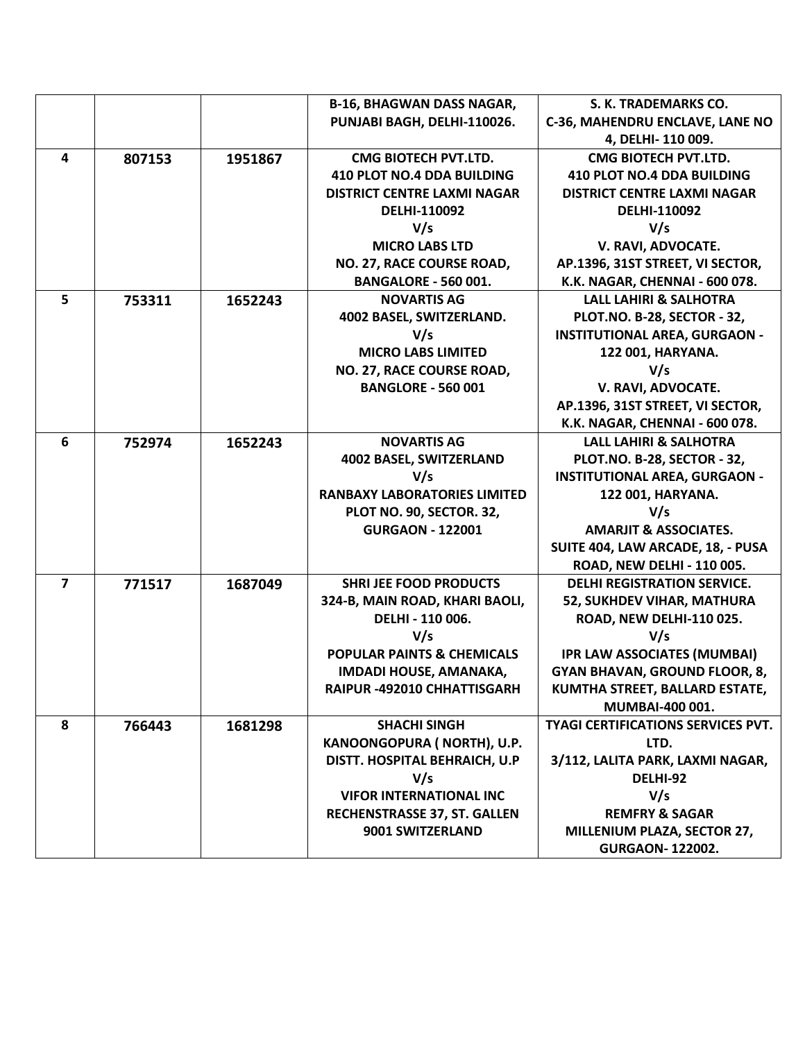| | | | | |
|---|---|---|---|---|
| | | | **B-16, BHAGWAN DASS NAGAR, PUNJABI BAGH, DELHI-110026.** | **S. K. TRADEMARKS CO. C-36, MAHENDRU ENCLAVE, LANE NO 4, DELHI- 110 009.** |
| **4** | **807153** | **1951867** | **CMG BIOTECH PVT.LTD. 410 PLOT NO.4 DDA BUILDING DISTRICT CENTRE LAXMI NAGAR DELHI-110092 V/s MICRO LABS LTD NO. 27, RACE COURSE ROAD, BANGALORE - 560 001.** | **CMG BIOTECH PVT.LTD. 410 PLOT NO.4 DDA BUILDING DISTRICT CENTRE LAXMI NAGAR DELHI-110092 V/s V. RAVI, ADVOCATE. AP.1396, 31ST STREET, VI SECTOR, K.K. NAGAR, CHENNAI - 600 078.** |
| **5** | **753311** | **1652243** | **NOVARTIS AG 4002 BASEL, SWITZERLAND. V/s MICRO LABS LIMITED NO. 27, RACE COURSE ROAD, BANGLORE - 560 001** | **LALL LAHIRI & SALHOTRA PLOT.NO. B-28, SECTOR - 32, INSTITUTIONAL AREA, GURGAON - 122 001, HARYANA. V/s V. RAVI, ADVOCATE. AP.1396, 31ST STREET, VI SECTOR, K.K. NAGAR, CHENNAI - 600 078.** |
| **6** | **752974** | **1652243** | **NOVARTIS AG 4002 BASEL, SWITZERLAND V/s RANBAXY LABORATORIES LIMITED PLOT NO. 90, SECTOR. 32, GURGAON - 122001** | **LALL LAHIRI & SALHOTRA PLOT.NO. B-28, SECTOR - 32, INSTITUTIONAL AREA, GURGAON - 122 001, HARYANA. V/s AMARJIT & ASSOCIATES. SUITE 404, LAW ARCADE, 18, - PUSA ROAD, NEW DELHI - 110 005.** |
| **7** | **771517** | **1687049** | **SHRI JEE FOOD PRODUCTS 324-B, MAIN ROAD, KHARI BAOLI, DELHI - 110 006. V/s POPULAR PAINTS & CHEMICALS IMDADI HOUSE, AMANAKA, RAIPUR -492010 CHHATTISGARH** | **DELHI REGISTRATION SERVICE. 52, SUKHDEV VIHAR, MATHURA ROAD, NEW DELHI-110 025. V/s IPR LAW ASSOCIATES (MUMBAI) GYAN BHAVAN, GROUND FLOOR, 8, KUMTHA STREET, BALLARD ESTATE, MUMBAI-400 001.** |
| **8** | **766443** | **1681298** | **SHACHI SINGH KANOONGOPURA ( NORTH), U.P. DISTT. HOSPITAL BEHRAICH, U.P V/s VIFOR INTERNATIONAL INC RECHENSTRASSE 37, ST. GALLEN 9001 SWITZERLAND** | **TYAGI CERTIFICATIONS SERVICES PVT. LTD. 3/112, LALITA PARK, LAXMI NAGAR, DELHI-92 V/s REMFRY & SAGAR MILLENIUM PLAZA, SECTOR 27, GURGAON- 122002.** |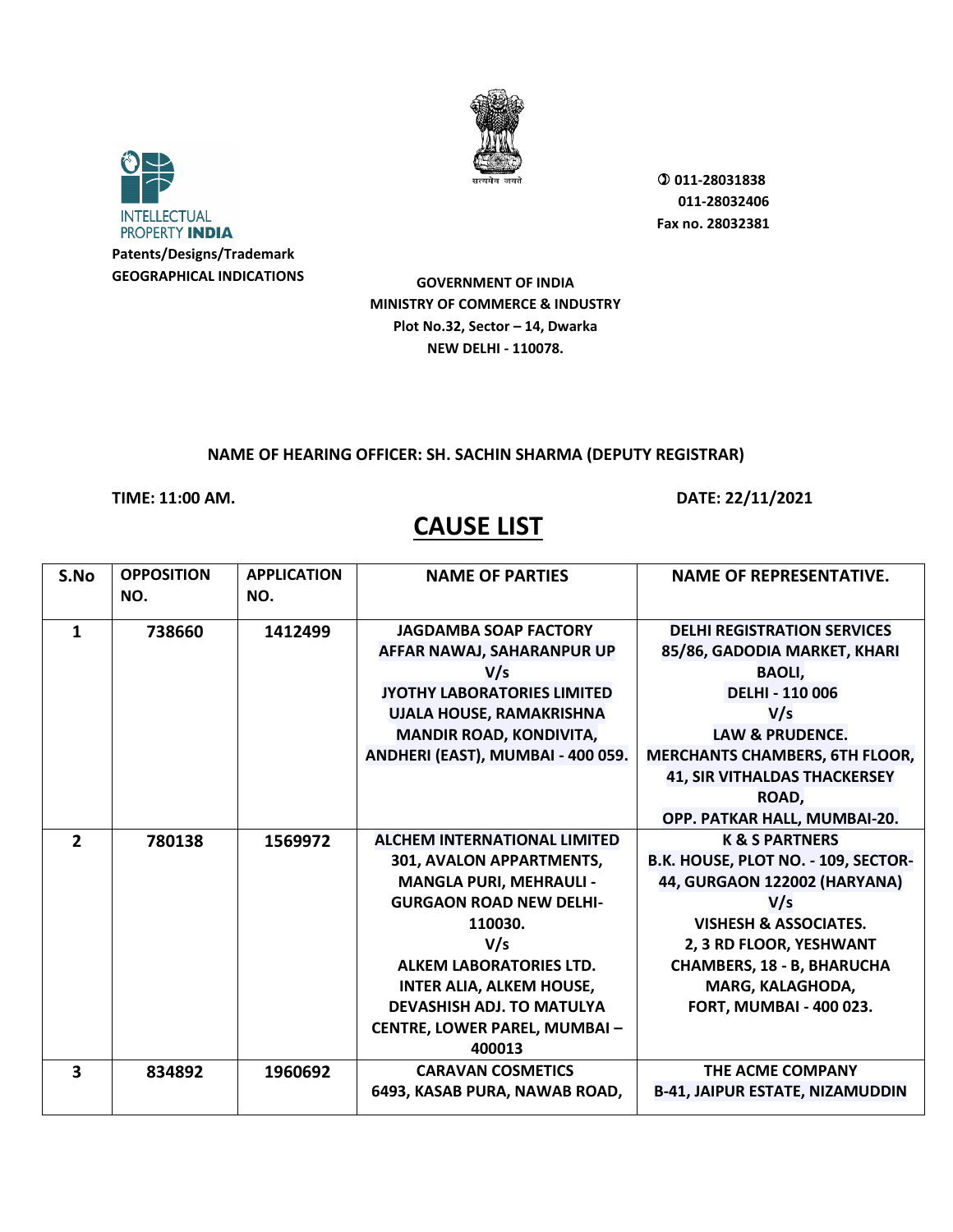Intellectual Property India
Patents/Designs/Trademark
GEOGRAPHICAL INDICATIONS

☎ 011-28031838
011-28032406
Fax no. 28032381

**GOVERNMENT OF INDIA**
**MINISTRY OF COMMERCE & INDUSTRY**
**Plot No.32, Sector – 14, Dwarka**
**NEW DELHI - 110078.**

**NAME OF HEARING OFFICER: SH. SACHIN SHARMA (DEPUTY REGISTRAR)**

**TIME: 11:00 AM.** **DATE: 22/11/2021**

# CAUSE LIST

| S.No | OPPOSITION NO. | APPLICATION NO. | NAME OF PARTIES | NAME OF REPRESENTATIVE. |
|---|---|---|---|---|
| 1 | 738660 | 1412499 | JAGDAMBA SOAP FACTORY AFFAR NAWAJ, SAHARANPUR UP V/s JYOTHY LABORATORIES LIMITED UJALA HOUSE, RAMAKRISHNA MANDIR ROAD, KONDIVITA, ANDHERI (EAST), MUMBAI - 400 059. | DELHI REGISTRATION SERVICES 85/86, GADODIA MARKET, KHARI BAOLI, DELHI - 110 006 V/s LAW & PRUDENCE. MERCHANTS CHAMBERS, 6TH FLOOR, 41, SIR VITHALDAS THACKERSEY ROAD, OPP. PATKAR HALL, MUMBAI-20. |
| 2 | 780138 | 1569972 | ALCHEM INTERNATIONAL LIMITED 301, AVALON APPARTMENTS, MANGLA PURI, MEHRAULI - GURGAON ROAD NEW DELHI-110030. V/s ALKEM LABORATORIES LTD. INTER ALIA, ALKEM HOUSE, DEVASHISH ADJ. TO MATULYA CENTRE, LOWER PAREL, MUMBAI – 400013 | K & S PARTNERS B.K. HOUSE, PLOT NO. - 109, SECTOR-44, GURGAON 122002 (HARYANA) V/s VISHESH & ASSOCIATES. 2, 3 RD FLOOR, YESHWANT CHAMBERS, 18 - B, BHARUCHA MARG, KALAGHODA, FORT, MUMBAI - 400 023. |
| 3 | 834892 | 1960692 | CARAVAN COSMETICS 6493, KASAB PURA, NAWAB ROAD, | THE ACME COMPANY B-41, JAIPUR ESTATE, NIZAMUDDIN |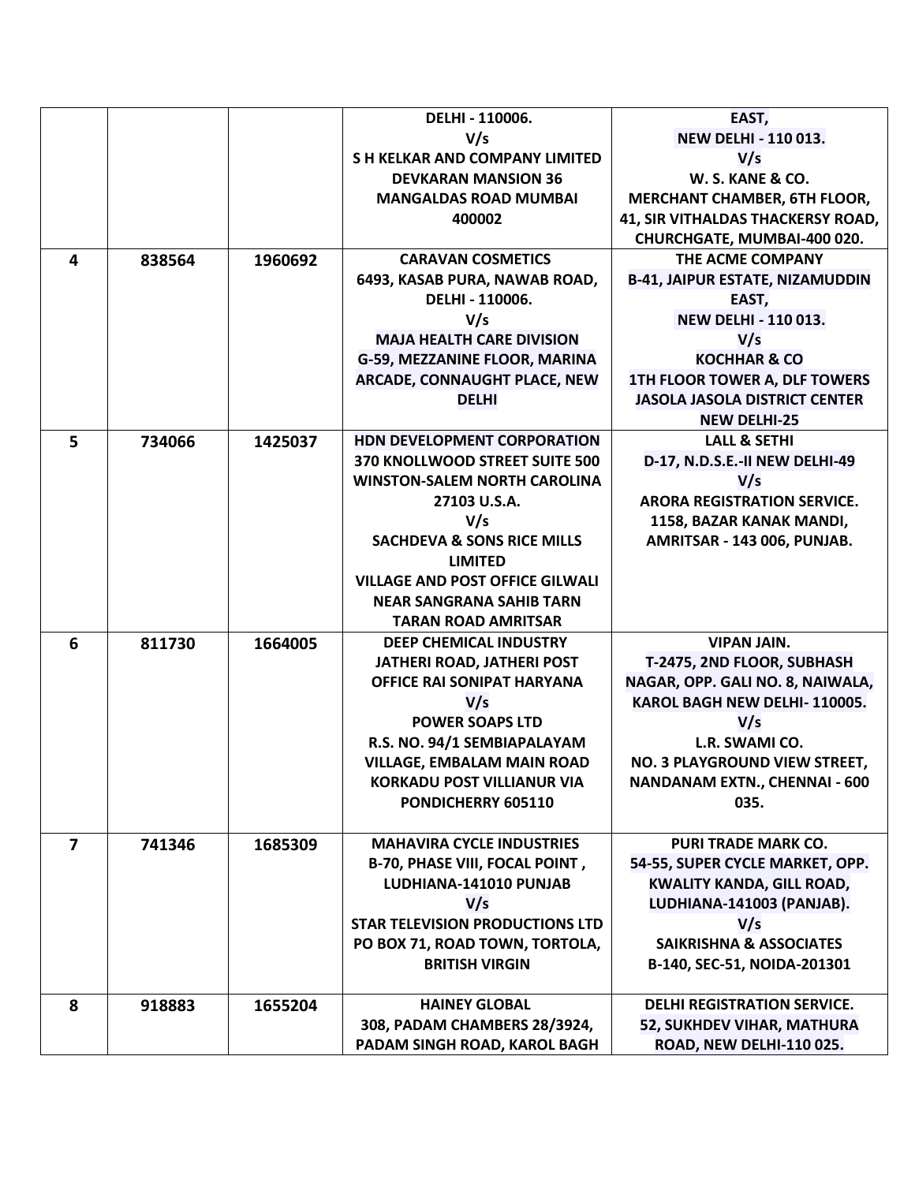| | | | | |
|---|---|---|---|---|
| | | | DELHI - 110006.<br>V/s<br>S H KELKAR AND COMPANY LIMITED<br>DEVKARAN MANSION 36<br>MANGALDAS ROAD MUMBAI<br>400002 | EAST,<br>NEW DELHI - 110 013.<br>V/s<br>W. S. KANE & CO.<br>MERCHANT CHAMBER, 6TH FLOOR,<br>41, SIR VITHALDAS THACKERSY ROAD,<br>CHURCHGATE, MUMBAI-400 020. |
| 4 | 838564 | 1960692 | CARAVAN COSMETICS<br>6493, KASAB PURA, NAWAB ROAD,<br>DELHI - 110006.<br>V/s<br>MAJA HEALTH CARE DIVISION<br>G-59, MEZZANINE FLOOR, MARINA<br>ARCADE, CONNAUGHT PLACE, NEW<br>DELHI | THE ACME COMPANY<br>B-41, JAIPUR ESTATE, NIZAMUDDIN<br>EAST,<br>NEW DELHI - 110 013.<br>V/s<br>KOCHHAR & CO<br>1TH FLOOR TOWER A, DLF TOWERS<br>JASOLA JASOLA DISTRICT CENTER<br>NEW DELHI-25 |
| 5 | 734066 | 1425037 | HDN DEVELOPMENT CORPORATION<br>370 KNOLLWOOD STREET SUITE 500<br>WINSTON-SALEM NORTH CAROLINA<br>27103 U.S.A.<br>V/s<br>SACHDEVA & SONS RICE MILLS<br>LIMITED<br>VILLAGE AND POST OFFICE GILWALI<br>NEAR SANGRANA SAHIB TARN<br>TARAN ROAD AMRITSAR | LALL & SETHI<br>D-17, N.D.S.E.-II NEW DELHI-49<br>V/s<br>ARORA REGISTRATION SERVICE.<br>1158, BAZAR KANAK MANDI,<br>AMRITSAR - 143 006, PUNJAB. |
| 6 | 811730 | 1664005 | DEEP CHEMICAL INDUSTRY<br>JATHERI ROAD, JATHERI POST<br>OFFICE RAI SONIPAT HARYANA<br>V/s<br>POWER SOAPS LTD<br>R.S. NO. 94/1 SEMBIAPALAYAM<br>VILLAGE, EMBALAM MAIN ROAD<br>KORKADU POST VILLIANUR VIA<br>PONDICHERRY 605110 | VIPAN JAIN.<br>T-2475, 2ND FLOOR, SUBHASH<br>NAGAR, OPP. GALI NO. 8, NAIWALA,<br>KAROL BAGH NEW DELHI- 110005.<br>V/s<br>L.R. SWAMI CO.<br>NO. 3 PLAYGROUND VIEW STREET,<br>NANDANAM EXTN., CHENNAI - 600<br>035. |
| 7 | 741346 | 1685309 | MAHAVIRA CYCLE INDUSTRIES<br>B-70, PHASE VIII, FOCAL POINT ,<br>LUDHIANA-141010 PUNJAB<br>V/s<br>STAR TELEVISION PRODUCTIONS LTD<br>PO BOX 71, ROAD TOWN, TORTOLA,<br>BRITISH VIRGIN | PURI TRADE MARK CO.<br>54-55, SUPER CYCLE MARKET, OPP.<br>KWALITY KANDA, GILL ROAD,<br>LUDHIANA-141003 (PANJAB).<br>V/s<br>SAIKRISHNA & ASSOCIATES<br>B-140, SEC-51, NOIDA-201301 |
| 8 | 918883 | 1655204 | HAINEY GLOBAL<br>308, PADAM CHAMBERS 28/3924,<br>PADAM SINGH ROAD, KAROL BAGH | DELHI REGISTRATION SERVICE.<br>52, SUKHDEV VIHAR, MATHURA<br>ROAD, NEW DELHI-110 025. |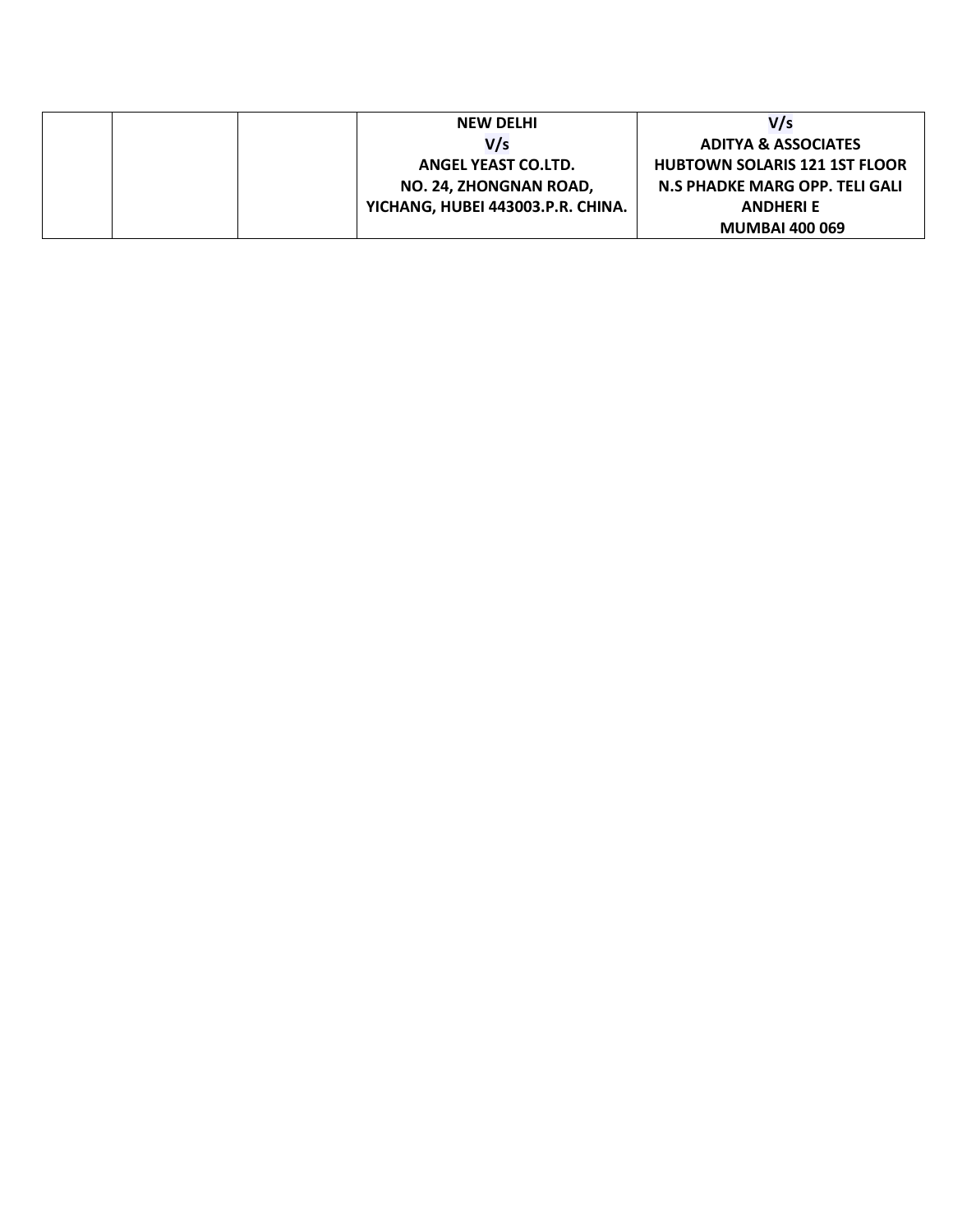| | | | | |
|---|---|---|---|---|
| | | | **NEW DELHI**<br>**V/s**<br>**ANGEL YEAST CO.LTD.**<br>**NO. 24, ZHONGNAN ROAD,**<br>**YICHANG, HUBEI 443003.P.R. CHINA.** | **V/s**<br>**ADITYA & ASSOCIATES**<br>**HUBTOWN SOLARIS 121 1ST FLOOR**<br>**N.S PHADKE MARG OPP. TELI GALI**<br>**ANDHERI E**<br>**MUMBAI 400 069** |